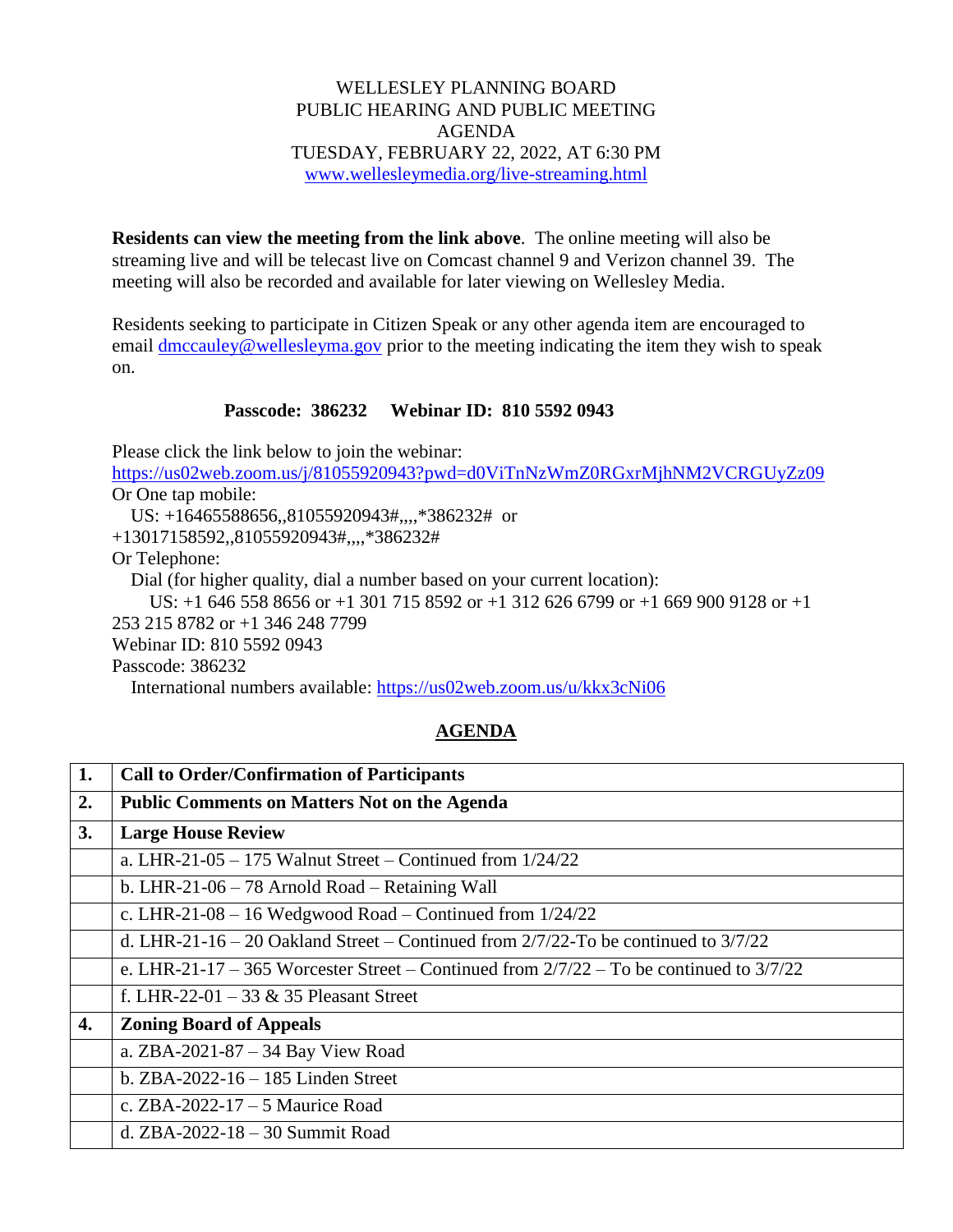WELLESLEY PLANNING BOARD
PUBLIC HEARING AND PUBLIC MEETING
AGENDA
TUESDAY, FEBRUARY 22, 2022, AT 6:30 PM
www.wellesleymedia.org/live-streaming.html

**Residents can view the meeting from the link above**. The online meeting will also be streaming live and will be telecast live on Comcast channel 9 and Verizon channel 39. The meeting will also be recorded and available for later viewing on Wellesley Media.

Residents seeking to participate in Citizen Speak or any other agenda item are encouraged to email dmccauley@wellesleyma.gov prior to the meeting indicating the item they wish to speak on.

**Passcode: 386232 Webinar ID: 810 5592 0943**

Please click the link below to join the webinar:
https://us02web.zoom.us/j/81055920943?pwd=d0ViTnNzWmZ0RGxrMjhNM2VCRGUyZz09
Or One tap mobile:
US: +16465588656,,81055920943#,,,,*386232# or
+13017158592,,81055920943#,,,,*386232#
Or Telephone:
Dial (for higher quality, dial a number based on your current location):
US: +1 646 558 8656 or +1 301 715 8592 or +1 312 626 6799 or +1 669 900 9128 or +1 253 215 8782 or +1 346 248 7799
Webinar ID: 810 5592 0943
Passcode: 386232
International numbers available: https://us02web.zoom.us/u/kkx3cNi06

## AGENDA

| | |
|---|---|
| **1.** | **Call to Order/Confirmation of Participants** |
| **2.** | **Public Comments on Matters Not on the Agenda** |
| **3.** | **Large House Review** |
| | a. LHR-21-05 – 175 Walnut Street – Continued from 1/24/22 |
| | b. LHR-21-06 – 78 Arnold Road – Retaining Wall |
| | c. LHR-21-08 – 16 Wedgwood Road – Continued from 1/24/22 |
| | d. LHR-21-16 – 20 Oakland Street – Continued from 2/7/22-To be continued to 3/7/22 |
| | e. LHR-21-17 – 365 Worcester Street – Continued from 2/7/22 – To be continued to 3/7/22 |
| | f. LHR-22-01 – 33 & 35 Pleasant Street |
| **4.** | **Zoning Board of Appeals** |
| | a. ZBA-2021-87 – 34 Bay View Road |
| | b. ZBA-2022-16 – 185 Linden Street |
| | c. ZBA-2022-17 – 5 Maurice Road |
| | d. ZBA-2022-18 – 30 Summit Road |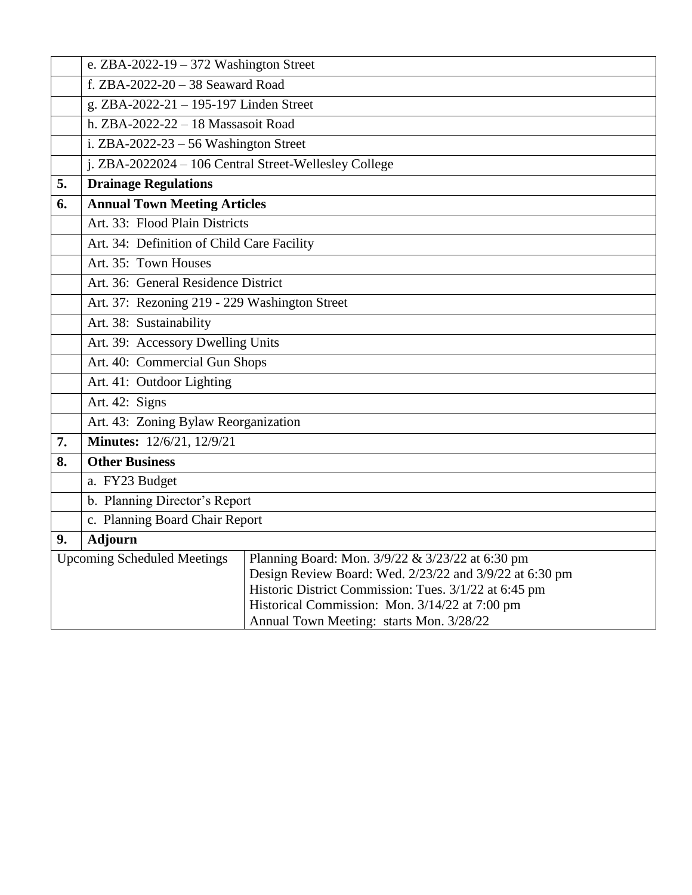| | |
|---|---|
| | e. ZBA-2022-19 – 372 Washington Street |
| | f. ZBA-2022-20 – 38 Seaward Road |
| | g. ZBA-2022-21 – 195-197 Linden Street |
| | h. ZBA-2022-22 – 18 Massasoit Road |
| | i. ZBA-2022-23 – 56 Washington Street |
| | j. ZBA-2022024 – 106 Central Street-Wellesley College |
| **5.** | **Drainage Regulations** |
| **6.** | **Annual Town Meeting Articles** |
| | Art. 33: Flood Plain Districts |
| | Art. 34: Definition of Child Care Facility |
| | Art. 35: Town Houses |
| | Art. 36: General Residence District |
| | Art. 37: Rezoning 219 - 229 Washington Street |
| | Art. 38: Sustainability |
| | Art. 39: Accessory Dwelling Units |
| | Art. 40: Commercial Gun Shops |
| | Art. 41: Outdoor Lighting |
| | Art. 42: Signs |
| | Art. 43: Zoning Bylaw Reorganization |
| **7.** | **Minutes:** 12/6/21, 12/9/21 |
| **8.** | **Other Business** |
| | a. FY23 Budget |
| | b. Planning Director's Report |
| | c. Planning Board Chair Report |
| **9.** | **Adjourn** |

| | |
|---|---|
| Upcoming Scheduled Meetings | Planning Board: Mon. 3/9/22 & 3/23/22 at 6:30 pm<br>Design Review Board: Wed. 2/23/22 and 3/9/22 at 6:30 pm<br>Historic District Commission: Tues. 3/1/22 at 6:45 pm<br>Historical Commission: Mon. 3/14/22 at 7:00 pm<br>Annual Town Meeting: starts Mon. 3/28/22 |